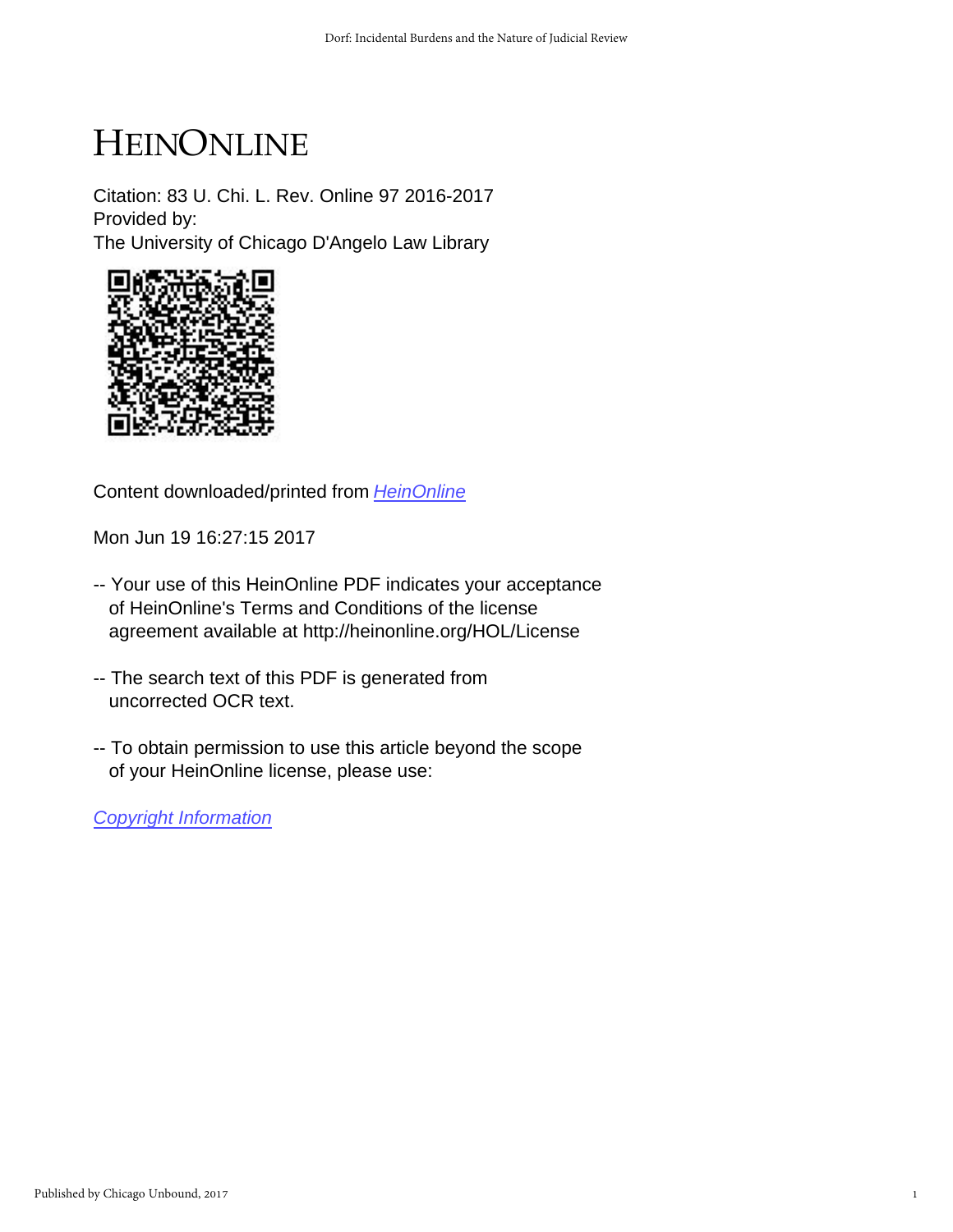# HEINONLINE

Citation: 83 U. Chi. L. Rev. Online 97 2016-2017
Provided by:
The University of Chicago D'Angelo Law Library

Content downloaded/printed from [HeinOnline](HeinOnline)

Mon Jun 19 16:27:15 2017

-- Your use of this HeinOnline PDF indicates your acceptance of HeinOnline's Terms and Conditions of the license agreement available at http://heinonline.org/HOL/License

-- The search text of this PDF is generated from uncorrected OCR text.

-- To obtain permission to use this article beyond the scope of your HeinOnline license, please use:

[Copyright Information](Copyright Information)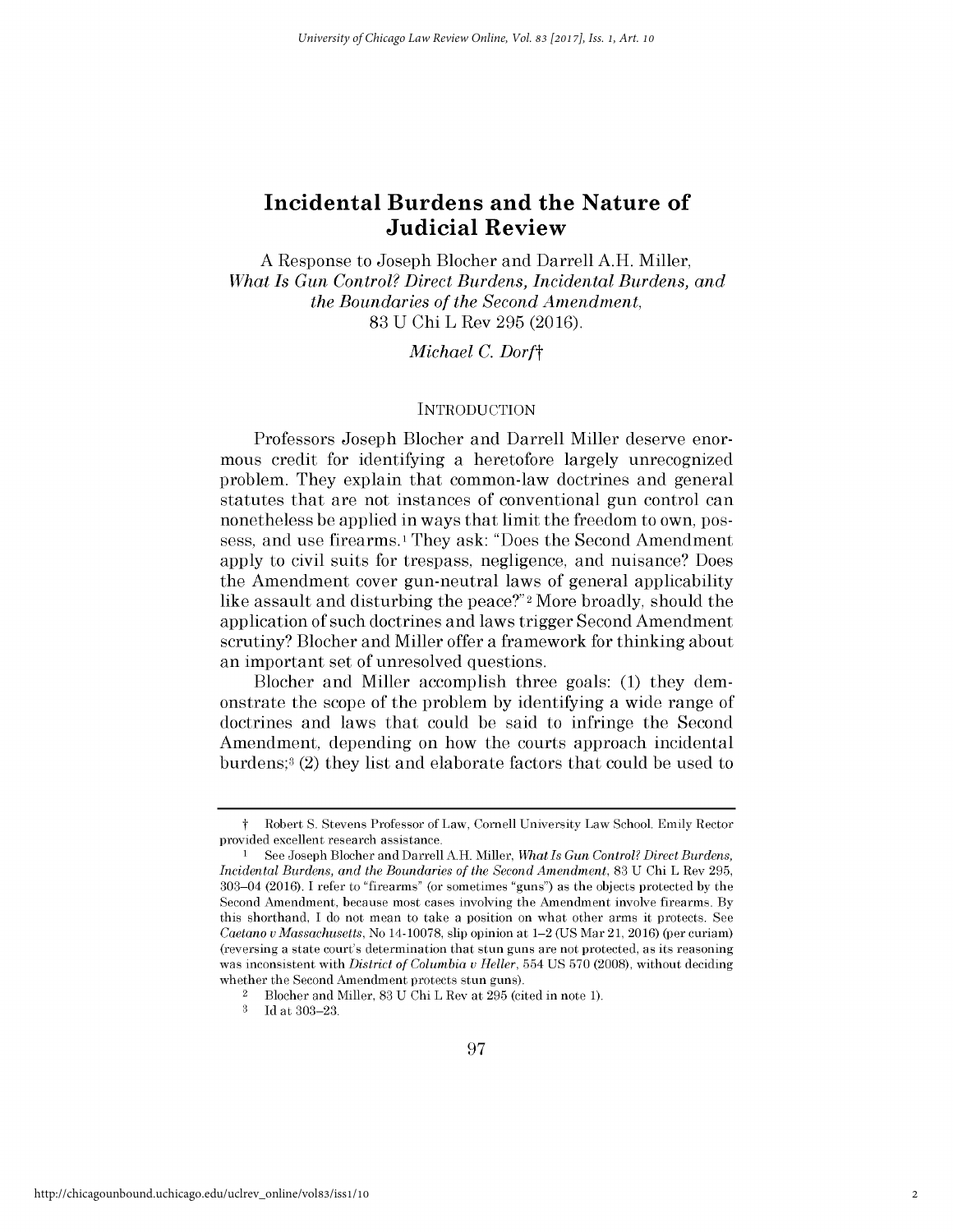# Incidental Burdens and the Nature of Judicial Review

A Response to Joseph Blocher and Darrell A.H. Miller, *What Is Gun Control? Direct Burdens, Incidental Burdens, and the Boundaries of the Second Amendment*, 83 U Chi L Rev 295 (2016).

*Michael C. Dorf*†

## INTRODUCTION

Professors Joseph Blocher and Darrell Miller deserve enormous credit for identifying a heretofore largely unrecognized problem. They explain that common-law doctrines and general statutes that are not instances of conventional gun control can nonetheless be applied in ways that limit the freedom to own, possess, and use firearms.[1] They ask: "Does the Second Amendment apply to civil suits for trespass, negligence, and nuisance? Does the Amendment cover gun-neutral laws of general applicability like assault and disturbing the peace?"[2] More broadly, should the application of such doctrines and laws trigger Second Amendment scrutiny? Blocher and Miller offer a framework for thinking about an important set of unresolved questions.

Blocher and Miller accomplish three goals: (1) they demonstrate the scope of the problem by identifying a wide range of doctrines and laws that could be said to infringe the Second Amendment, depending on how the courts approach incidental burdens;[3] (2) they list and elaborate factors that could be used to

---

† Robert S. Stevens Professor of Law, Cornell University Law School. Emily Rector provided excellent research assistance.

1 See Joseph Blocher and Darrell A.H. Miller, *What Is Gun Control? Direct Burdens, Incidental Burdens, and the Boundaries of the Second Amendment*, 83 U Chi L Rev 295, 303–04 (2016). I refer to "firearms" (or sometimes "guns") as the objects protected by the Second Amendment, because most cases involving the Amendment involve firearms. By this shorthand, I do not mean to take a position on what other arms it protects. See *Caetano v Massachusetts*, No 14-10078, slip opinion at 1–2 (US Mar 21, 2016) (per curiam) (reversing a state court's determination that stun guns are not protected, as its reasoning was inconsistent with *District of Columbia v Heller*, 554 US 570 (2008), without deciding whether the Second Amendment protects stun guns).

2 Blocher and Miller, 83 U Chi L Rev at 295 (cited in note 1).

3 Id at 303–23.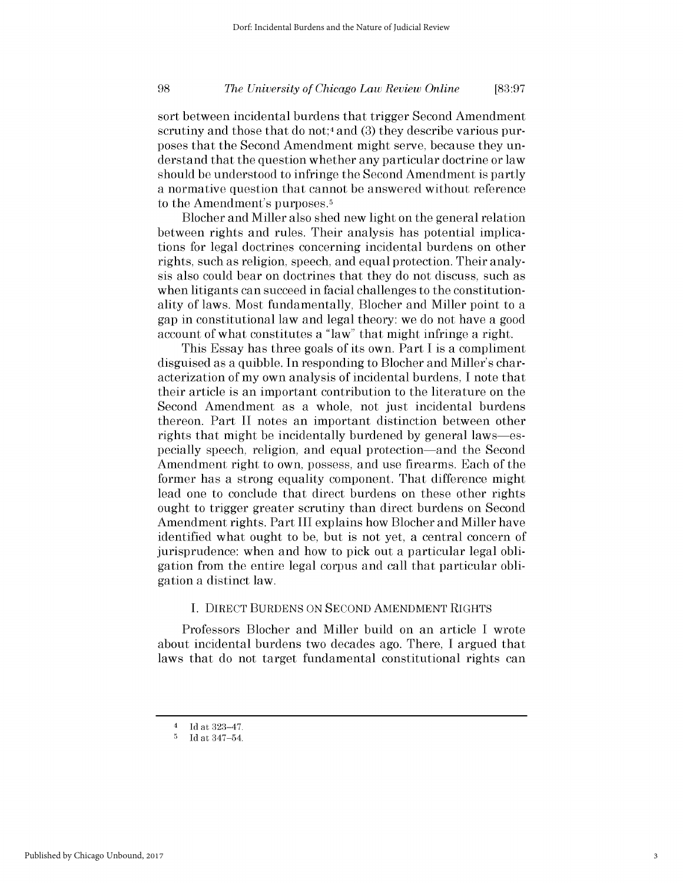sort between incidental burdens that trigger Second Amendment scrutiny and those that do not;[4] and (3) they describe various purposes that the Second Amendment might serve, because they understand that the question whether any particular doctrine or law should be understood to infringe the Second Amendment is partly a normative question that cannot be answered without reference to the Amendment's purposes.[5]

Blocher and Miller also shed new light on the general relation between rights and rules. Their analysis has potential implications for legal doctrines concerning incidental burdens on other rights, such as religion, speech, and equal protection. Their analysis also could bear on doctrines that they do not discuss, such as when litigants can succeed in facial challenges to the constitutionality of laws. Most fundamentally, Blocher and Miller point to a gap in constitutional law and legal theory: we do not have a good account of what constitutes a "law" that might infringe a right.

This Essay has three goals of its own. Part I is a compliment disguised as a quibble. In responding to Blocher and Miller's characterization of my own analysis of incidental burdens, I note that their article is an important contribution to the literature on the Second Amendment as a whole, not just incidental burdens thereon. Part II notes an important distinction between other rights that might be incidentally burdened by general laws—especially speech, religion, and equal protection—and the Second Amendment right to own, possess, and use firearms. Each of the former has a strong equality component. That difference might lead one to conclude that direct burdens on these other rights ought to trigger greater scrutiny than direct burdens on Second Amendment rights. Part III explains how Blocher and Miller have identified what ought to be, but is not yet, a central concern of jurisprudence: when and how to pick out a particular legal obligation from the entire legal corpus and call that particular obligation a distinct law.

## I. Direct Burdens on Second Amendment Rights

Professors Blocher and Miller build on an article I wrote about incidental burdens two decades ago. There, I argued that laws that do not target fundamental constitutional rights can

---

[4] Id at 323–47.

[5] Id at 347–54.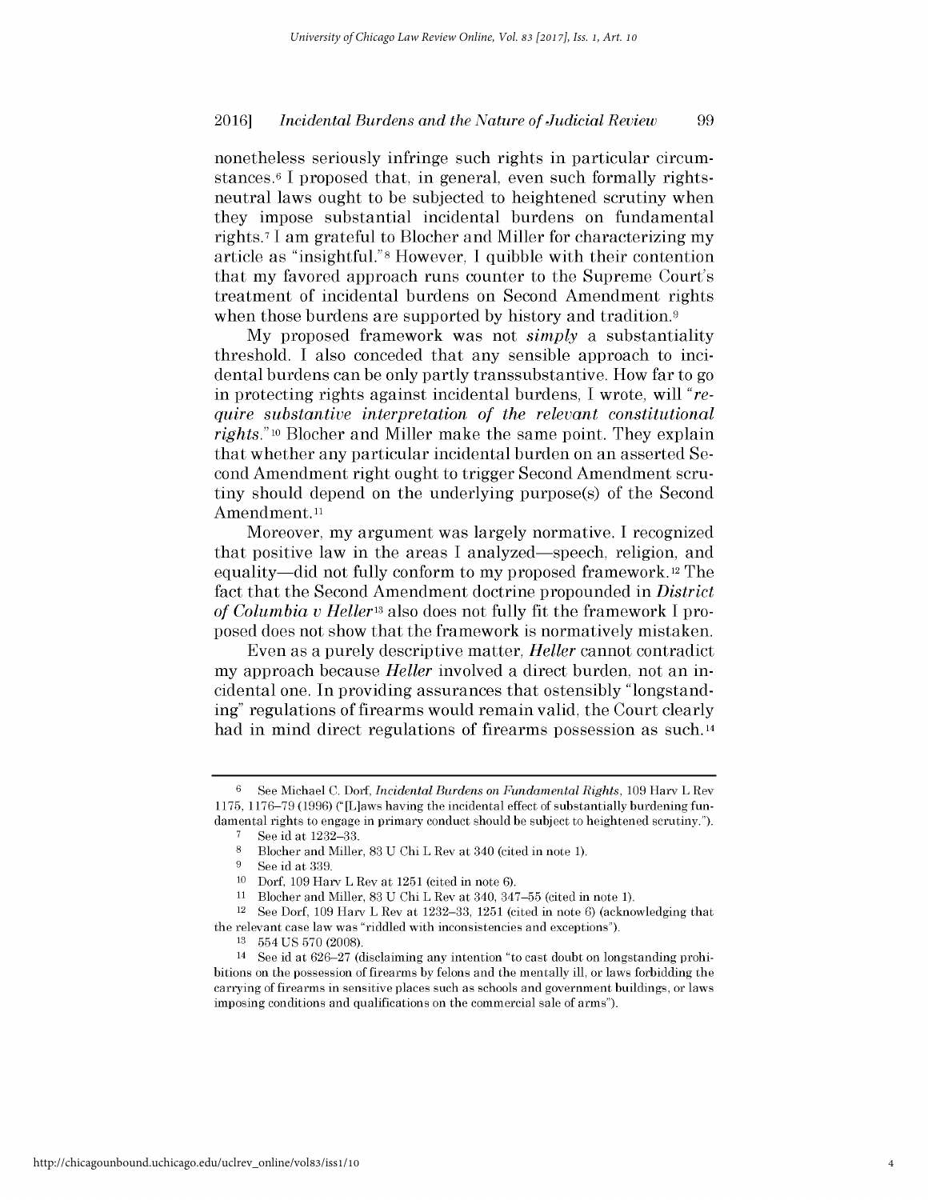nonetheless seriously infringe such rights in particular circumstances.[6] I proposed that, in general, even such formally rights-neutral laws ought to be subjected to heightened scrutiny when they impose substantial incidental burdens on fundamental rights.[7] I am grateful to Blocher and Miller for characterizing my article as "insightful."[8] However, I quibble with their contention that my favored approach runs counter to the Supreme Court's treatment of incidental burdens on Second Amendment rights when those burdens are supported by history and tradition.[9]

My proposed framework was not *simply* a substantiality threshold. I also conceded that any sensible approach to incidental burdens can be only partly transsubstantive. How far to go in protecting rights against incidental burdens, I wrote, will "*require substantive interpretation of the relevant constitutional rights*."[10] Blocher and Miller make the same point. They explain that whether any particular incidental burden on an asserted Second Amendment right ought to trigger Second Amendment scrutiny should depend on the underlying purpose(s) of the Second Amendment.[11]

Moreover, my argument was largely normative. I recognized that positive law in the areas I analyzed—speech, religion, and equality—did not fully conform to my proposed framework.[12] The fact that the Second Amendment doctrine propounded in *District of Columbia v Heller*[13] also does not fully fit the framework I proposed does not show that the framework is normatively mistaken.

Even as a purely descriptive matter, *Heller* cannot contradict my approach because *Heller* involved a direct burden, not an incidental one. In providing assurances that ostensibly "longstanding" regulations of firearms would remain valid, the Court clearly had in mind direct regulations of firearms possession as such.[14]

---

[6] See Michael C. Dorf, *Incidental Burdens on Fundamental Rights*, 109 Harv L Rev 1175, 1176–79 (1996) ("[L]aws having the incidental effect of substantially burdening fundamental rights to engage in primary conduct should be subject to heightened scrutiny.").

[7] See id at 1232–33.

[8] Blocher and Miller, 83 U Chi L Rev at 340 (cited in note 1).

[9] See id at 339.

[10] Dorf, 109 Harv L Rev at 1251 (cited in note 6).

[11] Blocher and Miller, 83 U Chi L Rev at 340, 347–55 (cited in note 1).

[12] See Dorf, 109 Harv L Rev at 1232–33, 1251 (cited in note 6) (acknowledging that the relevant case law was "riddled with inconsistencies and exceptions").

[13] 554 US 570 (2008).

[14] See id at 626–27 (disclaiming any intention "to cast doubt on longstanding prohibitions on the possession of firearms by felons and the mentally ill, or laws forbidding the carrying of firearms in sensitive places such as schools and government buildings, or laws imposing conditions and qualifications on the commercial sale of arms").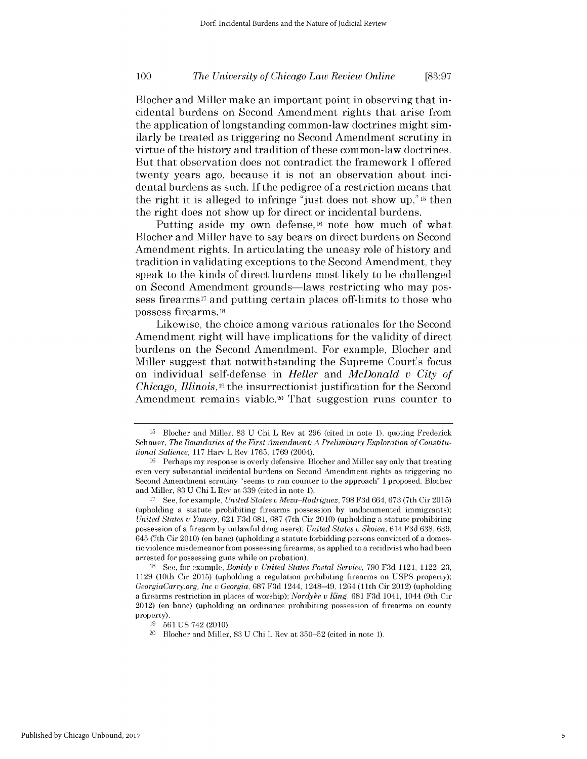Blocher and Miller make an important point in observing that incidental burdens on Second Amendment rights that arise from the application of longstanding common-law doctrines might similarly be treated as triggering no Second Amendment scrutiny in virtue of the history and tradition of these common-law doctrines. But that observation does not contradict the framework I offered twenty years ago, because it is not an observation about incidental burdens as such. If the pedigree of a restriction means that the right it is alleged to infringe "just does not show up,"[15] then the right does not show up for direct or incidental burdens.

Putting aside my own defense,[16] note how much of what Blocher and Miller have to say bears on direct burdens on Second Amendment rights. In articulating the uneasy role of history and tradition in validating exceptions to the Second Amendment, they speak to the kinds of direct burdens most likely to be challenged on Second Amendment grounds—laws restricting who may possess firearms[17] and putting certain places off-limits to those who possess firearms.[18]

Likewise, the choice among various rationales for the Second Amendment right will have implications for the validity of direct burdens on the Second Amendment. For example, Blocher and Miller suggest that notwithstanding the Supreme Court's focus on individual self-defense in *Heller* and *McDonald v City of Chicago, Illinois*,[19] the insurrectionist justification for the Second Amendment remains viable.[20] That suggestion runs counter to

---

[15] Blocher and Miller, 83 U Chi L Rev at 296 (cited in note 1), quoting Frederick Schauer, *The Boundaries of the First Amendment: A Preliminary Exploration of Constitutional Salience*, 117 Harv L Rev 1765, 1769 (2004).

[16] Perhaps my response is overly defensive. Blocher and Miller say only that treating even very substantial incidental burdens on Second Amendment rights as triggering no Second Amendment scrutiny "seems to run counter to the approach" I proposed. Blocher and Miller, 83 U Chi L Rev at 339 (cited in note 1).

[17] See, for example, *United States v Meza-Rodriguez*, 798 F3d 664, 673 (7th Cir 2015) (upholding a statute prohibiting firearms possession by undocumented immigrants); *United States v Yancey*, 621 F3d 681, 687 (7th Cir 2010) (upholding a statute prohibiting possession of a firearm by unlawful drug users); *United States v Skoien*, 614 F3d 638, 639, 645 (7th Cir 2010) (en banc) (upholding a statute forbidding persons convicted of a domestic violence misdemeanor from possessing firearms, as applied to a recidivist who had been arrested for possessing guns while on probation).

[18] See, for example, *Bonidy v United States Postal Service*, 790 F3d 1121, 1122–23, 1129 (10th Cir 2015) (upholding a regulation prohibiting firearms on USPS property); *GeorgiaCarry.org, Inc v Georgia*, 687 F3d 1244, 1248–49, 1264 (11th Cir 2012) (upholding a firearms restriction in places of worship); *Nordyke v King*, 681 F3d 1041, 1044 (9th Cir 2012) (en banc) (upholding an ordinance prohibiting possession of firearms on county property).

[19] 561 US 742 (2010).

[20] Blocher and Miller, 83 U Chi L Rev at 350–52 (cited in note 1).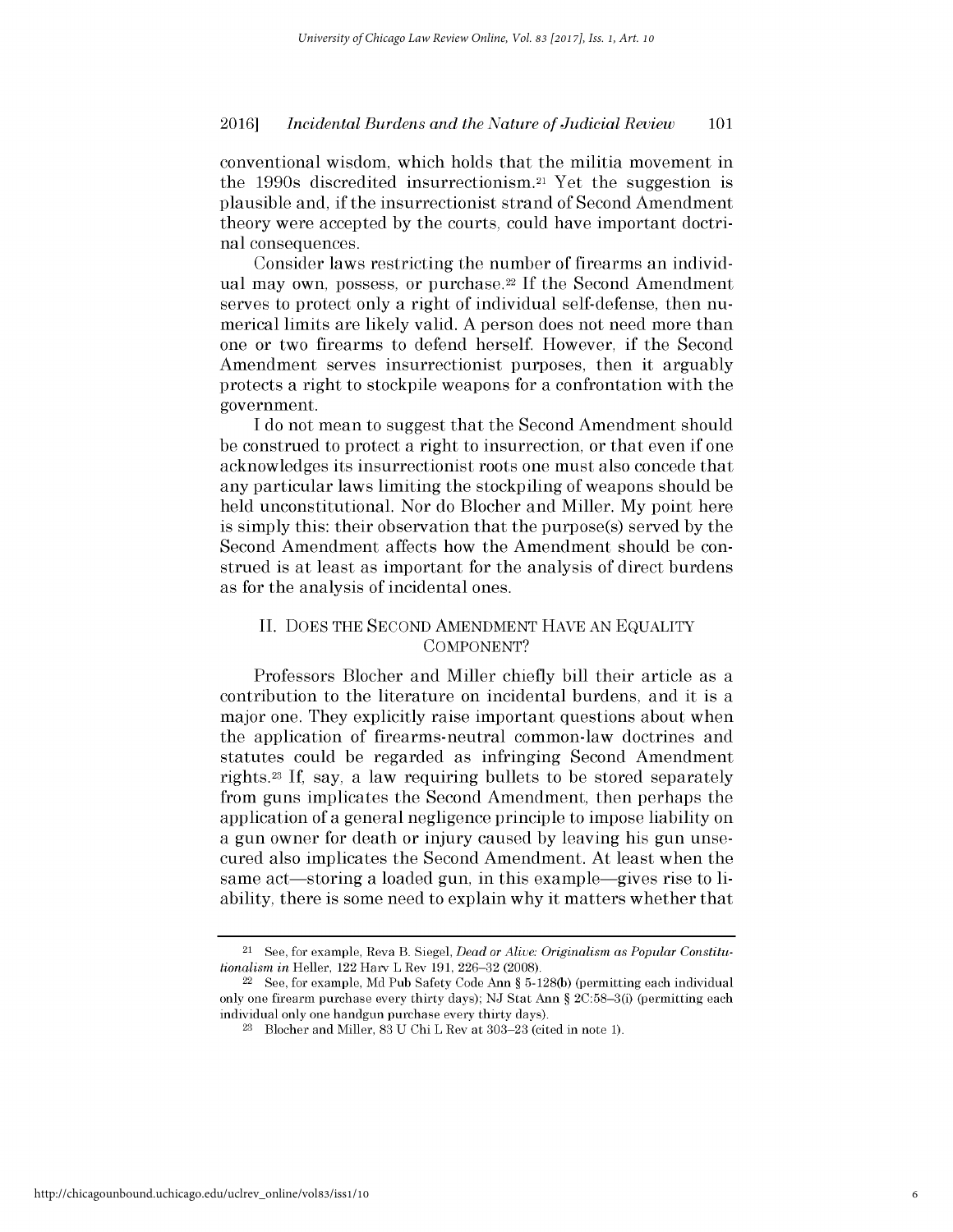conventional wisdom, which holds that the militia movement in the 1990s discredited insurrectionism.[21] Yet the suggestion is plausible and, if the insurrectionist strand of Second Amendment theory were accepted by the courts, could have important doctrinal consequences.

Consider laws restricting the number of firearms an individual may own, possess, or purchase.[22] If the Second Amendment serves to protect only a right of individual self-defense, then numerical limits are likely valid. A person does not need more than one or two firearms to defend herself. However, if the Second Amendment serves insurrectionist purposes, then it arguably protects a right to stockpile weapons for a confrontation with the government.

I do not mean to suggest that the Second Amendment should be construed to protect a right to insurrection, or that even if one acknowledges its insurrectionist roots one must also concede that any particular laws limiting the stockpiling of weapons should be held unconstitutional. Nor do Blocher and Miller. My point here is simply this: their observation that the purpose(s) served by the Second Amendment affects how the Amendment should be construed is at least as important for the analysis of direct burdens as for the analysis of incidental ones.

## II. DOES THE SECOND AMENDMENT HAVE AN EQUALITY COMPONENT?

Professors Blocher and Miller chiefly bill their article as a contribution to the literature on incidental burdens, and it is a major one. They explicitly raise important questions about when the application of firearms-neutral common-law doctrines and statutes could be regarded as infringing Second Amendment rights.[23] If, say, a law requiring bullets to be stored separately from guns implicates the Second Amendment, then perhaps the application of a general negligence principle to impose liability on a gun owner for death or injury caused by leaving his gun unsecured also implicates the Second Amendment. At least when the same act—storing a loaded gun, in this example—gives rise to liability, there is some need to explain why it matters whether that

---

[21] See, for example, Reva B. Siegel, *Dead or Alive: Originalism as Popular Constitutionalism in* Heller, 122 Harv L Rev 191, 226–32 (2008).

[22] See, for example, Md Pub Safety Code Ann § 5-128(b) (permitting each individual only one firearm purchase every thirty days); NJ Stat Ann § 2C:58–3(i) (permitting each individual only one handgun purchase every thirty days).

[23] Blocher and Miller, 83 U Chi L Rev at 303–23 (cited in note 1).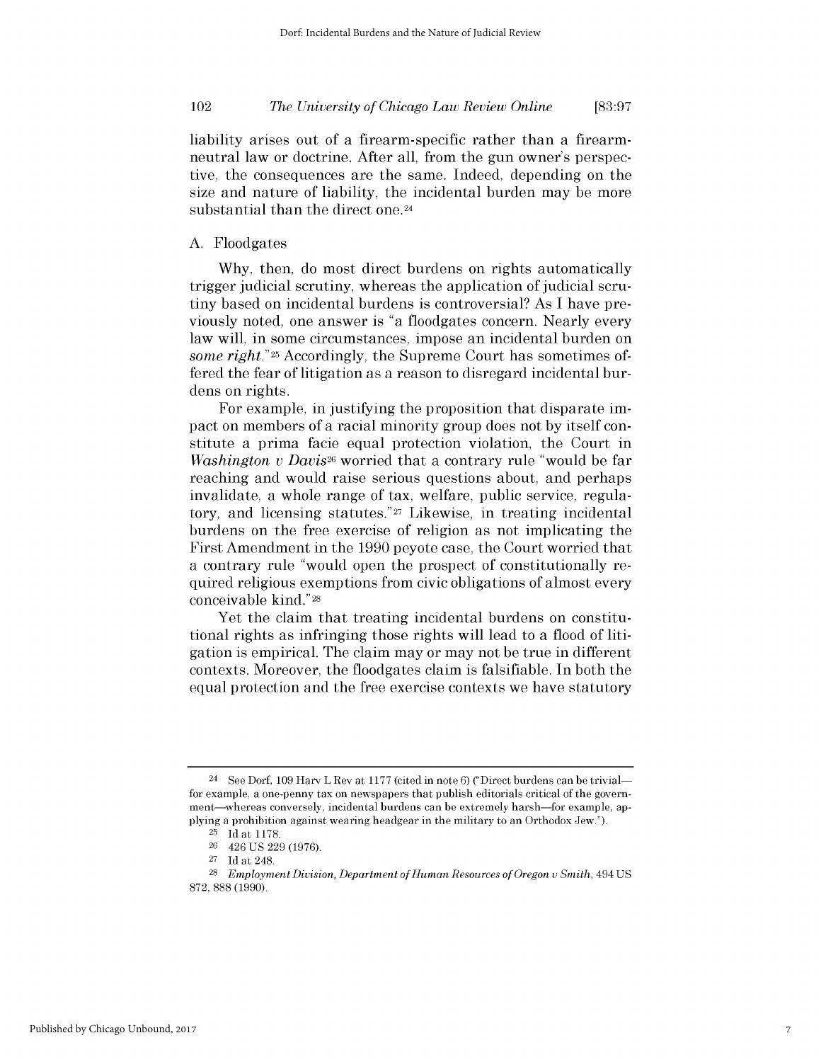liability arises out of a firearm-specific rather than a firearm-neutral law or doctrine. After all, from the gun owner's perspective, the consequences are the same. Indeed, depending on the size and nature of liability, the incidental burden may be more substantial than the direct one.[24]

## A. Floodgates

Why, then, do most direct burdens on rights automatically trigger judicial scrutiny, whereas the application of judicial scrutiny based on incidental burdens is controversial? As I have previously noted, one answer is "a floodgates concern. Nearly every law will, in some circumstances, impose an incidental burden on *some right*."[25] Accordingly, the Supreme Court has sometimes offered the fear of litigation as a reason to disregard incidental burdens on rights.

For example, in justifying the proposition that disparate impact on members of a racial minority group does not by itself constitute a prima facie equal protection violation, the Court in *Washington v Davis*[26] worried that a contrary rule "would be far reaching and would raise serious questions about, and perhaps invalidate, a whole range of tax, welfare, public service, regulatory, and licensing statutes."[27] Likewise, in treating incidental burdens on the free exercise of religion as not implicating the First Amendment in the 1990 peyote case, the Court worried that a contrary rule "would open the prospect of constitutionally required religious exemptions from civic obligations of almost every conceivable kind."[28]

Yet the claim that treating incidental burdens on constitutional rights as infringing those rights will lead to a flood of litigation is empirical. The claim may or may not be true in different contexts. Moreover, the floodgates claim is falsifiable. In both the equal protection and the free exercise contexts we have statutory

---

[24] See Dorf, 109 Harv L Rev at 1177 (cited in note 6) ("Direct burdens can be trivial—for example, a one-penny tax on newspapers that publish editorials critical of the government—whereas conversely, incidental burdens can be extremely harsh—for example, applying a prohibition against wearing headgear in the military to an Orthodox Jew.").

[25] Id at 1178.

[26] 426 US 229 (1976).

[27] Id at 248.

[28] *Employment Division, Department of Human Resources of Oregon v Smith*, 494 US 872, 888 (1990).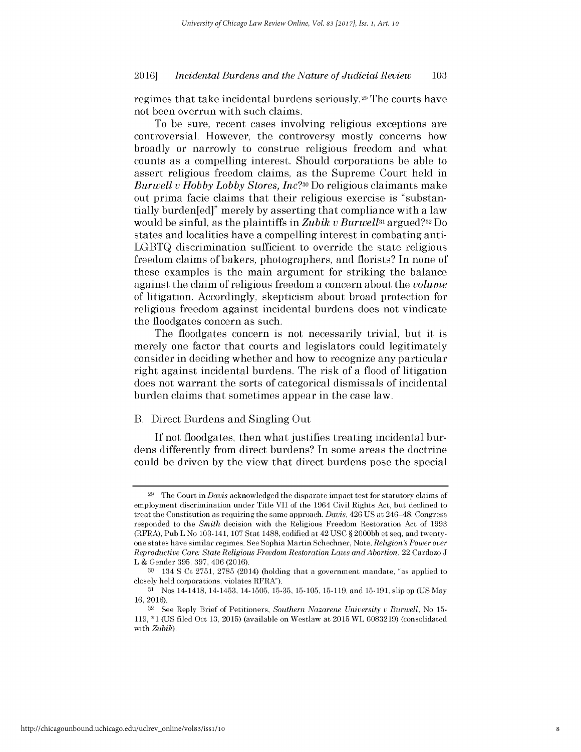regimes that take incidental burdens seriously.[29] The courts have not been overrun with such claims.

To be sure, recent cases involving religious exceptions are controversial. However, the controversy mostly concerns how broadly or narrowly to construe religious freedom and what counts as a compelling interest. Should corporations be able to assert religious freedom claims, as the Supreme Court held in *Burwell v Hobby Lobby Stores, Inc*?[30] Do religious claimants make out prima facie claims that their religious exercise is "substantially burden[ed]" merely by asserting that compliance with a law would be sinful, as the plaintiffs in *Zubik v Burwell*[31] argued?[32] Do states and localities have a compelling interest in combating anti-LGBTQ discrimination sufficient to override the state religious freedom claims of bakers, photographers, and florists? In none of these examples is the main argument for striking the balance against the claim of religious freedom a concern about the *volume* of litigation. Accordingly, skepticism about broad protection for religious freedom against incidental burdens does not vindicate the floodgates concern as such.

The floodgates concern is not necessarily trivial, but it is merely one factor that courts and legislators could legitimately consider in deciding whether and how to recognize any particular right against incidental burdens. The risk of a flood of litigation does not warrant the sorts of categorical dismissals of incidental burden claims that sometimes appear in the case law.

### B. Direct Burdens and Singling Out

If not floodgates, then what justifies treating incidental burdens differently from direct burdens? In some areas the doctrine could be driven by the view that direct burdens pose the special

---

[29] The Court in *Davis* acknowledged the disparate impact test for statutory claims of employment discrimination under Title VII of the 1964 Civil Rights Act, but declined to treat the Constitution as requiring the same approach. *Davis*, 426 US at 246–48. Congress responded to the *Smith* decision with the Religious Freedom Restoration Act of 1993 (RFRA), Pub L No 103-141, 107 Stat 1488, codified at 42 USC § 2000bb et seq, and twenty-one states have similar regimes. See Sophia Martin Schechner, Note, *Religion's Power over Reproductive Care: State Religious Freedom Restoration Laws and Abortion*, 22 Cardozo J L & Gender 395, 397, 406 (2016).

[30] 134 S Ct 2751, 2785 (2014) (holding that a government mandate, "as applied to closely held corporations, violates RFRA").

[31] Nos 14-1418, 14-1453, 14-1505, 15-35, 15-105, 15-119, and 15-191, slip op (US May 16, 2016).

[32] See Reply Brief of Petitioners, *Southern Nazarene University v Burwell*, No 15-119, *1 (US filed Oct 13, 2015) (available on Westlaw at 2015 WL 6083219) (consolidated with *Zubik*).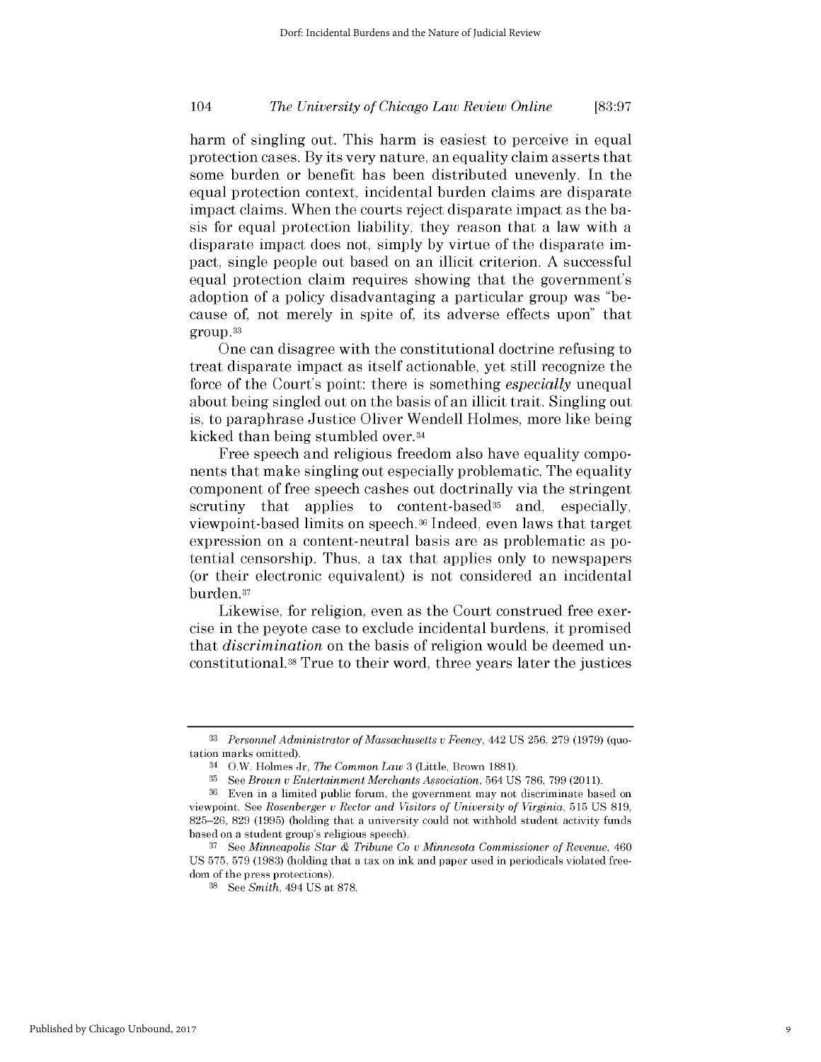harm of singling out. This harm is easiest to perceive in equal protection cases. By its very nature, an equality claim asserts that some burden or benefit has been distributed unevenly. In the equal protection context, incidental burden claims are disparate impact claims. When the courts reject disparate impact as the basis for equal protection liability, they reason that a law with a disparate impact does not, simply by virtue of the disparate impact, single people out based on an illicit criterion. A successful equal protection claim requires showing that the government's adoption of a policy disadvantaging a particular group was "because of, not merely in spite of, its adverse effects upon" that group.[33]

One can disagree with the constitutional doctrine refusing to treat disparate impact as itself actionable, yet still recognize the force of the Court's point: there is something *especially* unequal about being singled out on the basis of an illicit trait. Singling out is, to paraphrase Justice Oliver Wendell Holmes, more like being kicked than being stumbled over.[34]

Free speech and religious freedom also have equality components that make singling out especially problematic. The equality component of free speech cashes out doctrinally via the stringent scrutiny that applies to content-based[35] and, especially, viewpoint-based limits on speech.[36] Indeed, even laws that target expression on a content-neutral basis are as problematic as potential censorship. Thus, a tax that applies only to newspapers (or their electronic equivalent) is not considered an incidental burden.[37]

Likewise, for religion, even as the Court construed free exercise in the peyote case to exclude incidental burdens, it promised that *discrimination* on the basis of religion would be deemed unconstitutional.[38] True to their word, three years later the justices

---

[33] *Personnel Administrator of Massachusetts v Feeney*, 442 US 256, 279 (1979) (quotation marks omitted).

[34] O.W. Holmes Jr, *The Common Law* 3 (Little, Brown 1881).

[35] See *Brown v Entertainment Merchants Association*, 564 US 786, 799 (2011).

[36] Even in a limited public forum, the government may not discriminate based on viewpoint. See *Rosenberger v Rector and Visitors of University of Virginia*, 515 US 819, 825–26, 829 (1995) (holding that a university could not withhold student activity funds based on a student group's religious speech).

[37] See *Minneapolis Star & Tribune Co v Minnesota Commissioner of Revenue*, 460 US 575, 579 (1983) (holding that a tax on ink and paper used in periodicals violated freedom of the press protections).

[38] See *Smith*, 494 US at 878.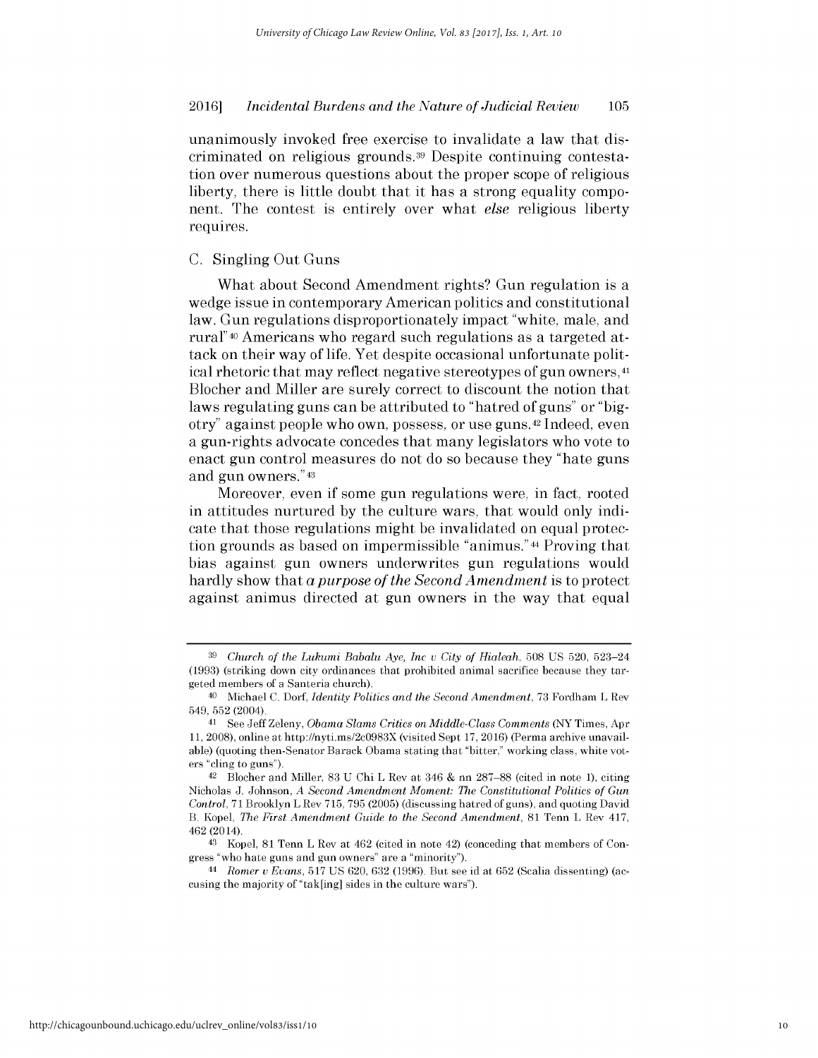unanimously invoked free exercise to invalidate a law that discriminated on religious grounds.[39] Despite continuing contestation over numerous questions about the proper scope of religious liberty, there is little doubt that it has a strong equality component. The contest is entirely over what *else* religious liberty requires.

### C. Singling Out Guns

What about Second Amendment rights? Gun regulation is a wedge issue in contemporary American politics and constitutional law. Gun regulations disproportionately impact "white, male, and rural"[40] Americans who regard such regulations as a targeted attack on their way of life. Yet despite occasional unfortunate political rhetoric that may reflect negative stereotypes of gun owners,[41] Blocher and Miller are surely correct to discount the notion that laws regulating guns can be attributed to "hatred of guns" or "bigotry" against people who own, possess, or use guns.[42] Indeed, even a gun-rights advocate concedes that many legislators who vote to enact gun control measures do not do so because they "hate guns and gun owners."[43]

Moreover, even if some gun regulations were, in fact, rooted in attitudes nurtured by the culture wars, that would only indicate that those regulations might be invalidated on equal protection grounds as based on impermissible "animus."[44] Proving that bias against gun owners underwrites gun regulations would hardly show that *a purpose of the Second Amendment* is to protect against animus directed at gun owners in the way that equal

---

[39] *Church of the Lukumi Babalu Aye, Inc v City of Hialeah*, 508 US 520, 523–24 (1993) (striking down city ordinances that prohibited animal sacrifice because they targeted members of a Santeria church).

[40] Michael C. Dorf, *Identity Politics and the Second Amendment*, 73 Fordham L Rev 549, 552 (2004).

[41] See Jeff Zeleny, *Obama Slams Critics on Middle-Class Comments* (NY Times, Apr 11, 2008), online at http://nyti.ms/2c0983X (visited Sept 17, 2016) (Perma archive unavailable) (quoting then-Senator Barack Obama stating that "bitter," working class, white voters "cling to guns").

[42] Blocher and Miller, 83 U Chi L Rev at 346 & nn 287–88 (cited in note 1), citing Nicholas J. Johnson, *A Second Amendment Moment: The Constitutional Politics of Gun Control*, 71 Brooklyn L Rev 715, 795 (2005) (discussing hatred of guns), and quoting David B. Kopel, *The First Amendment Guide to the Second Amendment*, 81 Tenn L Rev 417, 462 (2014).

[43] Kopel, 81 Tenn L Rev at 462 (cited in note 42) (conceding that members of Congress "who hate guns and gun owners" are a "minority").

[44] *Romer v Evans*, 517 US 620, 632 (1996). But see id at 652 (Scalia dissenting) (accusing the majority of "tak[ing] sides in the culture wars").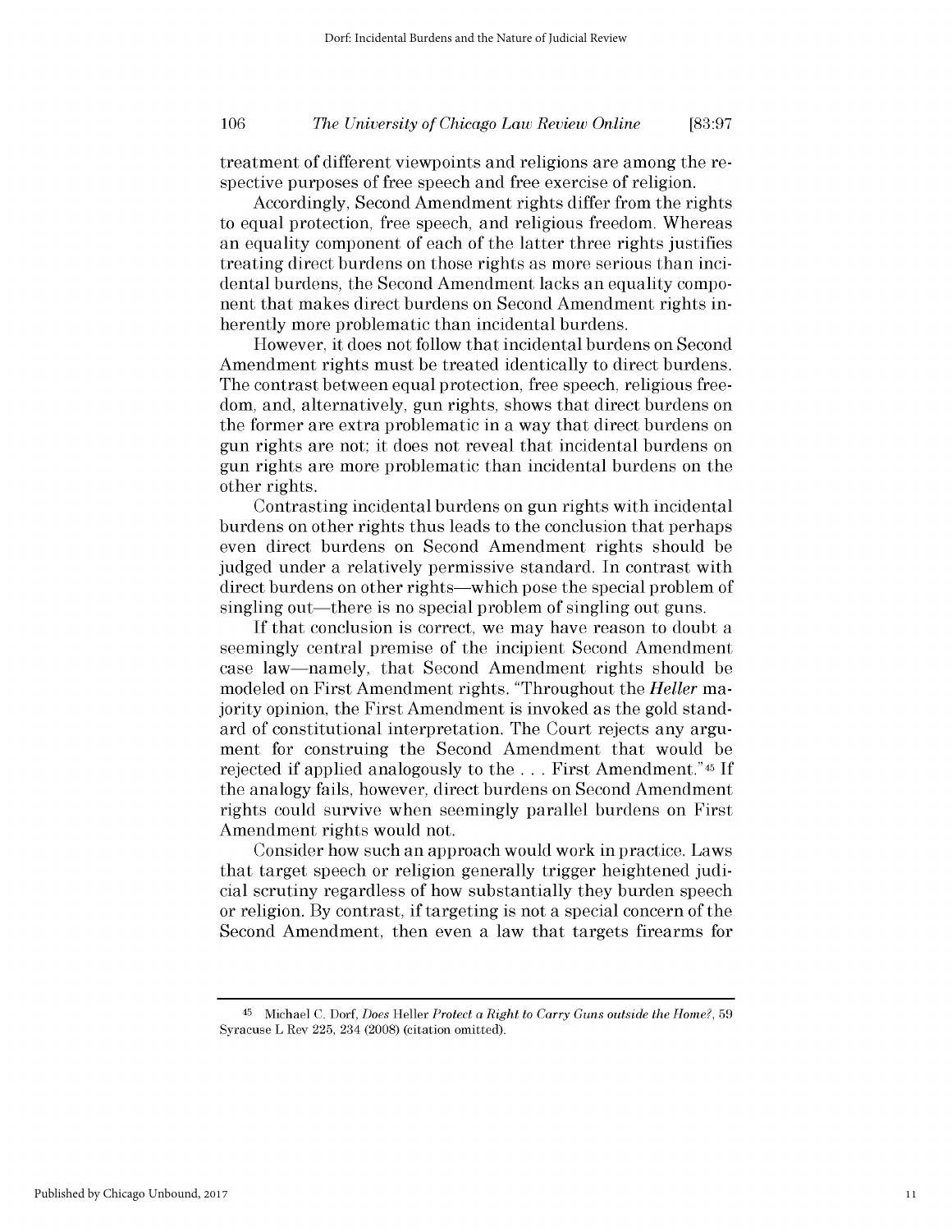treatment of different viewpoints and religions are among the respective purposes of free speech and free exercise of religion.

Accordingly, Second Amendment rights differ from the rights to equal protection, free speech, and religious freedom. Whereas an equality component of each of the latter three rights justifies treating direct burdens on those rights as more serious than incidental burdens, the Second Amendment lacks an equality component that makes direct burdens on Second Amendment rights inherently more problematic than incidental burdens.

However, it does not follow that incidental burdens on Second Amendment rights must be treated identically to direct burdens. The contrast between equal protection, free speech, religious freedom, and, alternatively, gun rights, shows that direct burdens on the former are extra problematic in a way that direct burdens on gun rights are not; it does not reveal that incidental burdens on gun rights are more problematic than incidental burdens on the other rights.

Contrasting incidental burdens on gun rights with incidental burdens on other rights thus leads to the conclusion that perhaps even direct burdens on Second Amendment rights should be judged under a relatively permissive standard. In contrast with direct burdens on other rights—which pose the special problem of singling out—there is no special problem of singling out guns.

If that conclusion is correct, we may have reason to doubt a seemingly central premise of the incipient Second Amendment case law—namely, that Second Amendment rights should be modeled on First Amendment rights. "Throughout the *Heller* majority opinion, the First Amendment is invoked as the gold standard of constitutional interpretation. The Court rejects any argument for construing the Second Amendment that would be rejected if applied analogously to the . . . First Amendment."[45] If the analogy fails, however, direct burdens on Second Amendment rights could survive when seemingly parallel burdens on First Amendment rights would not.

Consider how such an approach would work in practice. Laws that target speech or religion generally trigger heightened judicial scrutiny regardless of how substantially they burden speech or religion. By contrast, if targeting is not a special concern of the Second Amendment, then even a law that targets firearms for

[45] Michael C. Dorf, *Does* Heller *Protect a Right to Carry Guns outside the Home?*, 59 Syracuse L Rev 225, 234 (2008) (citation omitted).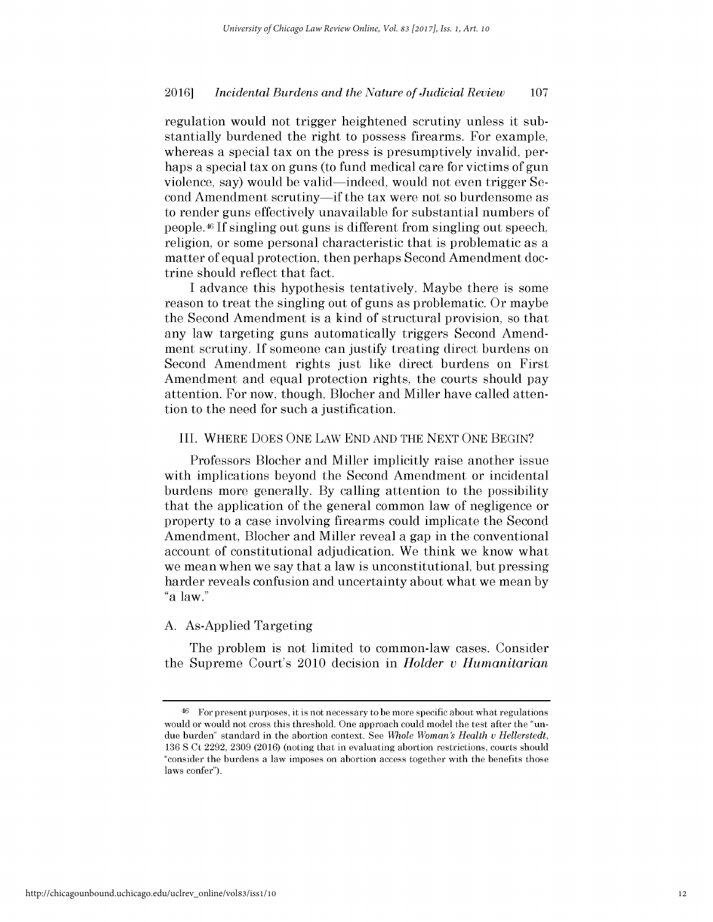regulation would not trigger heightened scrutiny unless it substantially burdened the right to possess firearms. For example, whereas a special tax on the press is presumptively invalid, perhaps a special tax on guns (to fund medical care for victims of gun violence, say) would be valid—indeed, would not even trigger Second Amendment scrutiny—if the tax were not so burdensome as to render guns effectively unavailable for substantial numbers of people.[46] If singling out guns is different from singling out speech, religion, or some personal characteristic that is problematic as a matter of equal protection, then perhaps Second Amendment doctrine should reflect that fact.

I advance this hypothesis tentatively. Maybe there is some reason to treat the singling out of guns as problematic. Or maybe the Second Amendment is a kind of structural provision, so that any law targeting guns automatically triggers Second Amendment scrutiny. If someone can justify treating direct burdens on Second Amendment rights just like direct burdens on First Amendment and equal protection rights, the courts should pay attention. For now, though, Blocher and Miller have called attention to the need for such a justification.

## III. WHERE DOES ONE LAW END AND THE NEXT ONE BEGIN?

Professors Blocher and Miller implicitly raise another issue with implications beyond the Second Amendment or incidental burdens more generally. By calling attention to the possibility that the application of the general common law of negligence or property to a case involving firearms could implicate the Second Amendment, Blocher and Miller reveal a gap in the conventional account of constitutional adjudication. We think we know what we mean when we say that a law is unconstitutional, but pressing harder reveals confusion and uncertainty about what we mean by "a law."

### A. As-Applied Targeting

The problem is not limited to common-law cases. Consider the Supreme Court's 2010 decision in *Holder v Humanitarian*

---

[46] For present purposes, it is not necessary to be more specific about what regulations would or would not cross this threshold. One approach could model the test after the "undue burden" standard in the abortion context. See *Whole Woman's Health v Hellerstedt*, 136 S Ct 2292, 2309 (2016) (noting that in evaluating abortion restrictions, courts should "consider the burdens a law imposes on abortion access together with the benefits those laws confer").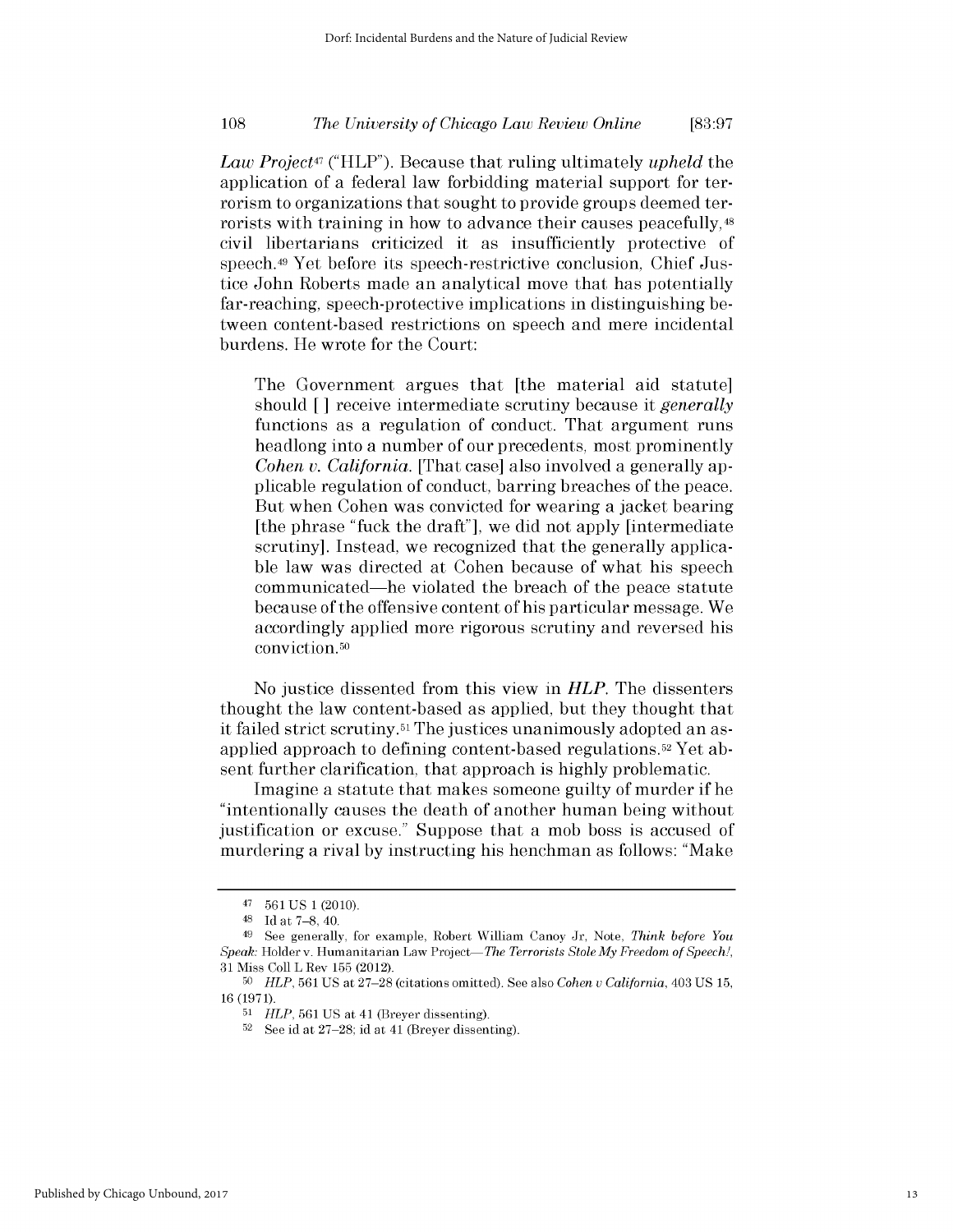*Law Project*[47] ("HLP"). Because that ruling ultimately *upheld* the application of a federal law forbidding material support for terrorism to organizations that sought to provide groups deemed terrorists with training in how to advance their causes peacefully,[48] civil libertarians criticized it as insufficiently protective of speech.[49] Yet before its speech-restrictive conclusion, Chief Justice John Roberts made an analytical move that has potentially far-reaching, speech-protective implications in distinguishing between content-based restrictions on speech and mere incidental burdens. He wrote for the Court:

> The Government argues that [the material aid statute] should [ ] receive intermediate scrutiny because it *generally* functions as a regulation of conduct. That argument runs headlong into a number of our precedents, most prominently *Cohen v. California*. [That case] also involved a generally applicable regulation of conduct, barring breaches of the peace. But when Cohen was convicted for wearing a jacket bearing [the phrase "fuck the draft"], we did not apply [intermediate scrutiny]. Instead, we recognized that the generally applicable law was directed at Cohen because of what his speech communicated—he violated the breach of the peace statute because of the offensive content of his particular message. We accordingly applied more rigorous scrutiny and reversed his conviction.[50]

No justice dissented from this view in *HLP*. The dissenters thought the law content-based as applied, but they thought that it failed strict scrutiny.[51] The justices unanimously adopted an as-applied approach to defining content-based regulations.[52] Yet absent further clarification, that approach is highly problematic.

Imagine a statute that makes someone guilty of murder if he "intentionally causes the death of another human being without justification or excuse." Suppose that a mob boss is accused of murdering a rival by instructing his henchman as follows: "Make

---

[47] 561 US 1 (2010).

[48] Id at 7–8, 40.

[49] See generally, for example, Robert William Canoy Jr, Note, *Think before You Speak:* Holder v. Humanitarian Law Project—*The Terrorists Stole My Freedom of Speech!*, 31 Miss Coll L Rev 155 (2012).

[50] *HLP*, 561 US at 27–28 (citations omitted). See also *Cohen v California*, 403 US 15, 16 (1971).

[51] *HLP*, 561 US at 41 (Breyer dissenting).

[52] See id at 27–28; id at 41 (Breyer dissenting).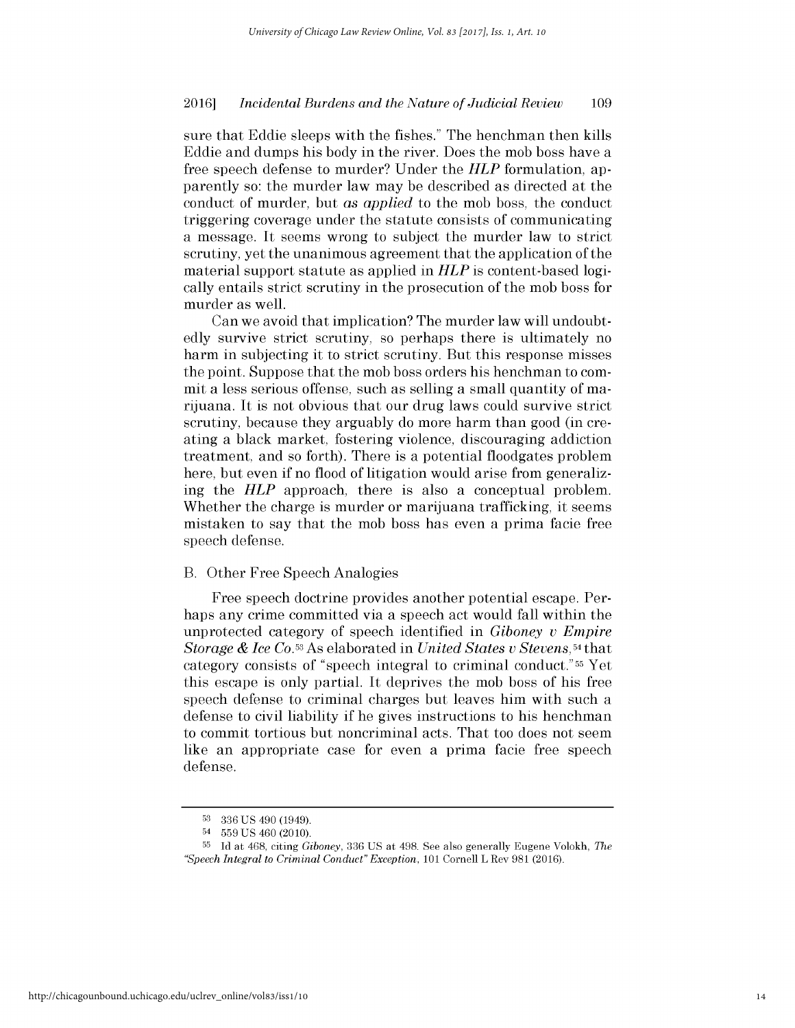sure that Eddie sleeps with the fishes." The henchman then kills Eddie and dumps his body in the river. Does the mob boss have a free speech defense to murder? Under the *HLP* formulation, apparently so: the murder law may be described as directed at the conduct of murder, but *as applied* to the mob boss, the conduct triggering coverage under the statute consists of communicating a message. It seems wrong to subject the murder law to strict scrutiny, yet the unanimous agreement that the application of the material support statute as applied in *HLP* is content-based logically entails strict scrutiny in the prosecution of the mob boss for murder as well.

Can we avoid that implication? The murder law will undoubtedly survive strict scrutiny, so perhaps there is ultimately no harm in subjecting it to strict scrutiny. But this response misses the point. Suppose that the mob boss orders his henchman to commit a less serious offense, such as selling a small quantity of marijuana. It is not obvious that our drug laws could survive strict scrutiny, because they arguably do more harm than good (in creating a black market, fostering violence, discouraging addiction treatment, and so forth). There is a potential floodgates problem here, but even if no flood of litigation would arise from generalizing the *HLP* approach, there is also a conceptual problem. Whether the charge is murder or marijuana trafficking, it seems mistaken to say that the mob boss has even a prima facie free speech defense.

## B. Other Free Speech Analogies

Free speech doctrine provides another potential escape. Perhaps any crime committed via a speech act would fall within the unprotected category of speech identified in *Giboney v Empire Storage & Ice Co.*[53] As elaborated in *United States v Stevens*,[54] that category consists of "speech integral to criminal conduct."[55] Yet this escape is only partial. It deprives the mob boss of his free speech defense to criminal charges but leaves him with such a defense to civil liability if he gives instructions to his henchman to commit tortious but noncriminal acts. That too does not seem like an appropriate case for even a prima facie free speech defense.

---

[53] 336 US 490 (1949).

[54] 559 US 460 (2010).

[55] Id at 468, citing *Giboney*, 336 US at 498. See also generally Eugene Volokh, *The "Speech Integral to Criminal Conduct" Exception*, 101 Cornell L Rev 981 (2016).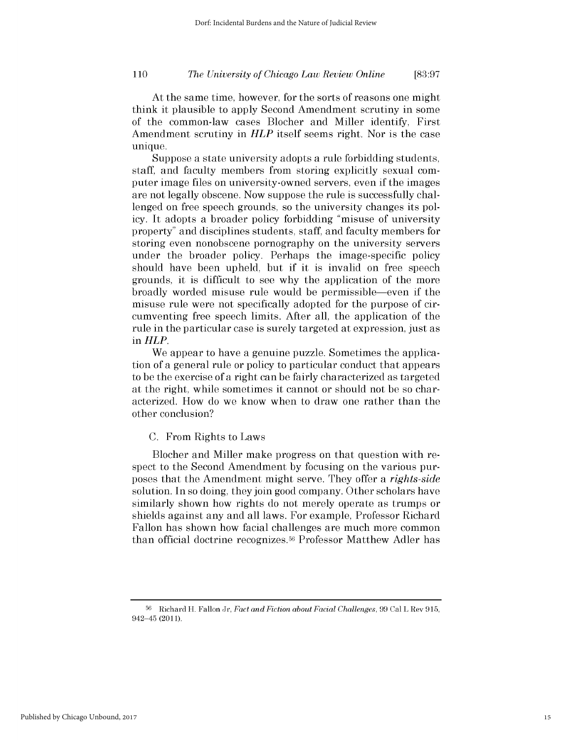At the same time, however, for the sorts of reasons one might think it plausible to apply Second Amendment scrutiny in some of the common-law cases Blocher and Miller identify, First Amendment scrutiny in *HLP* itself seems right. Nor is the case unique.

Suppose a state university adopts a rule forbidding students, staff, and faculty members from storing explicitly sexual computer image files on university-owned servers, even if the images are not legally obscene. Now suppose the rule is successfully challenged on free speech grounds, so the university changes its policy. It adopts a broader policy forbidding "misuse of university property" and disciplines students, staff, and faculty members for storing even nonobscene pornography on the university servers under the broader policy. Perhaps the image-specific policy should have been upheld, but if it is invalid on free speech grounds, it is difficult to see why the application of the more broadly worded misuse rule would be permissible—even if the misuse rule were not specifically adopted for the purpose of circumventing free speech limits. After all, the application of the rule in the particular case is surely targeted at expression, just as in *HLP*.

We appear to have a genuine puzzle. Sometimes the application of a general rule or policy to particular conduct that appears to be the exercise of a right can be fairly characterized as targeted at the right, while sometimes it cannot or should not be so characterized. How do we know when to draw one rather than the other conclusion?

## C. From Rights to Laws

Blocher and Miller make progress on that question with respect to the Second Amendment by focusing on the various purposes that the Amendment might serve. They offer a *rights-side* solution. In so doing, they join good company. Other scholars have similarly shown how rights do not merely operate as trumps or shields against any and all laws. For example, Professor Richard Fallon has shown how facial challenges are much more common than official doctrine recognizes.[56] Professor Matthew Adler has

---

[56] Richard H. Fallon Jr, *Fact and Fiction about Facial Challenges*, 99 Cal L Rev 915, 942–45 (2011).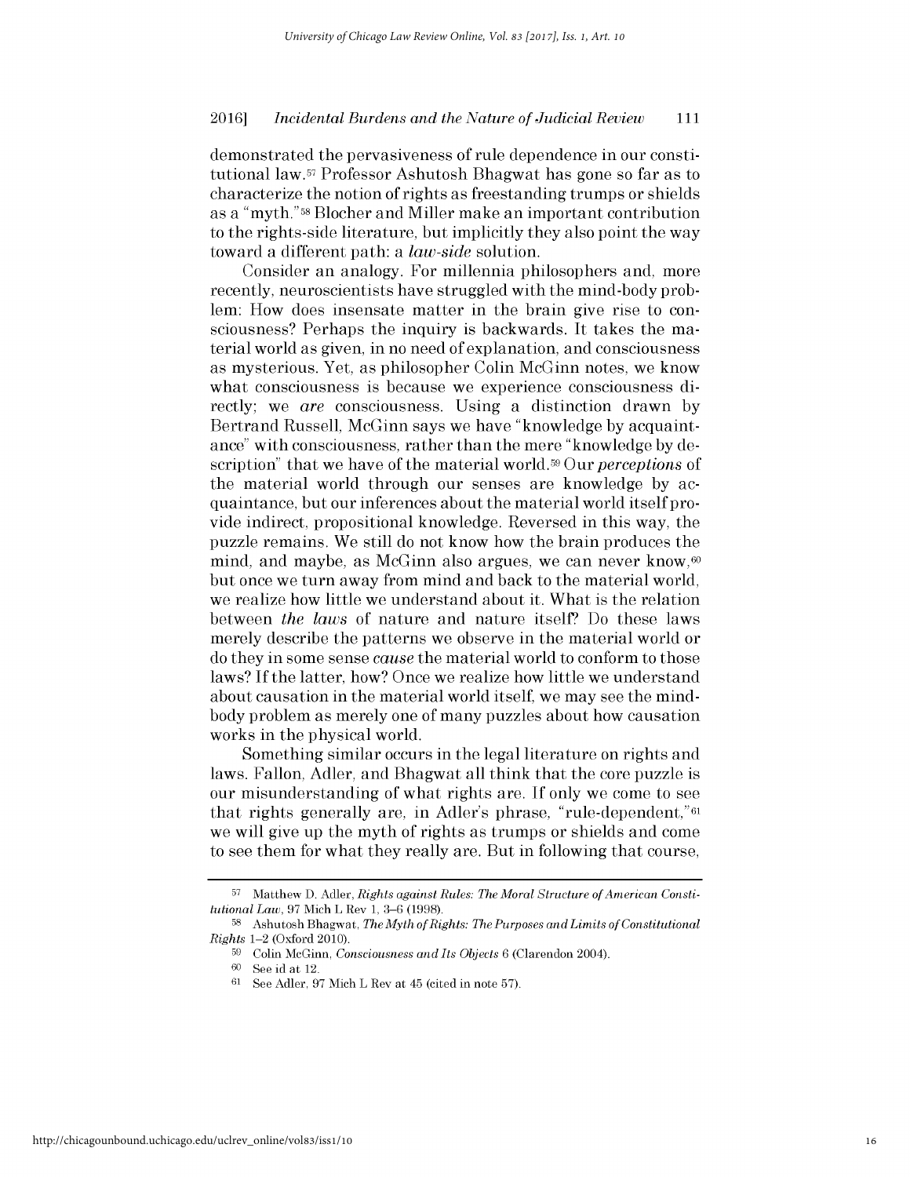demonstrated the pervasiveness of rule dependence in our constitutional law.[57] Professor Ashutosh Bhagwat has gone so far as to characterize the notion of rights as freestanding trumps or shields as a "myth."[58] Blocher and Miller make an important contribution to the rights-side literature, but implicitly they also point the way toward a different path: a *law-side* solution.

Consider an analogy. For millennia philosophers and, more recently, neuroscientists have struggled with the mind-body problem: How does insensate matter in the brain give rise to consciousness? Perhaps the inquiry is backwards. It takes the material world as given, in no need of explanation, and consciousness as mysterious. Yet, as philosopher Colin McGinn notes, we know what consciousness is because we experience consciousness directly; we *are* consciousness. Using a distinction drawn by Bertrand Russell, McGinn says we have "knowledge by acquaintance" with consciousness, rather than the mere "knowledge by description" that we have of the material world.[59] Our *perceptions* of the material world through our senses are knowledge by acquaintance, but our inferences about the material world itself provide indirect, propositional knowledge. Reversed in this way, the puzzle remains. We still do not know how the brain produces the mind, and maybe, as McGinn also argues, we can never know,[60] but once we turn away from mind and back to the material world, we realize how little we understand about it. What is the relation between *the laws* of nature and nature itself? Do these laws merely describe the patterns we observe in the material world or do they in some sense *cause* the material world to conform to those laws? If the latter, how? Once we realize how little we understand about causation in the material world itself, we may see the mind-body problem as merely one of many puzzles about how causation works in the physical world.

Something similar occurs in the legal literature on rights and laws. Fallon, Adler, and Bhagwat all think that the core puzzle is our misunderstanding of what rights are. If only we come to see that rights generally are, in Adler's phrase, "rule-dependent,"[61] we will give up the myth of rights as trumps or shields and come to see them for what they really are. But in following that course,

---

[57] Matthew D. Adler, *Rights against Rules: The Moral Structure of American Constitutional Law*, 97 Mich L Rev 1, 3–6 (1998).

[58] Ashutosh Bhagwat, *The Myth of Rights: The Purposes and Limits of Constitutional Rights* 1–2 (Oxford 2010).

[59] Colin McGinn, *Consciousness and Its Objects* 6 (Clarendon 2004).

[60] See id at 12.

[61] See Adler, 97 Mich L Rev at 45 (cited in note 57).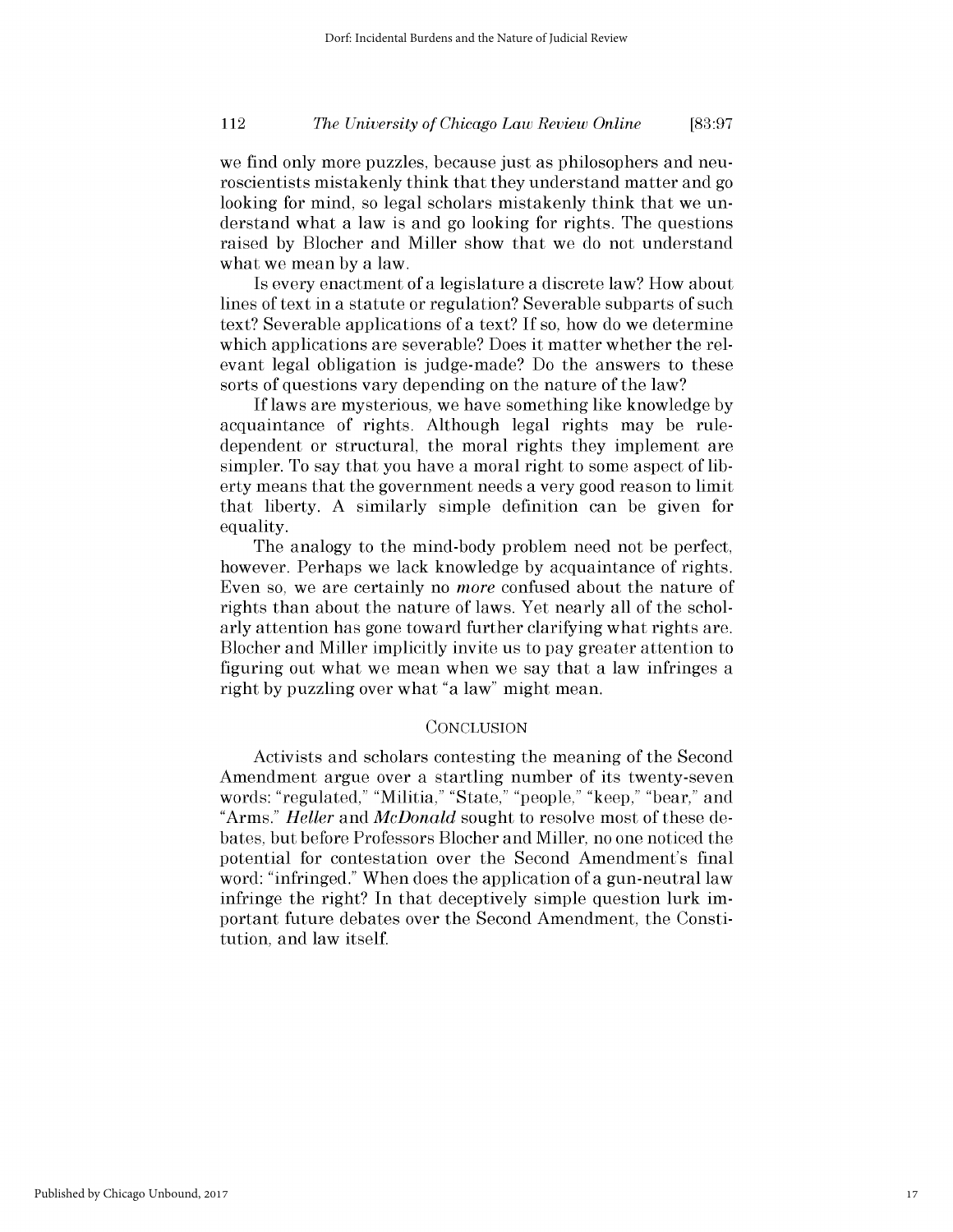we find only more puzzles, because just as philosophers and neuroscientists mistakenly think that they understand matter and go looking for mind, so legal scholars mistakenly think that we understand what a law is and go looking for rights. The questions raised by Blocher and Miller show that we do not understand what we mean by a law.

Is every enactment of a legislature a discrete law? How about lines of text in a statute or regulation? Severable subparts of such text? Severable applications of a text? If so, how do we determine which applications are severable? Does it matter whether the relevant legal obligation is judge-made? Do the answers to these sorts of questions vary depending on the nature of the law?

If laws are mysterious, we have something like knowledge by acquaintance of rights. Although legal rights may be rule-dependent or structural, the moral rights they implement are simpler. To say that you have a moral right to some aspect of liberty means that the government needs a very good reason to limit that liberty. A similarly simple definition can be given for equality.

The analogy to the mind-body problem need not be perfect, however. Perhaps we lack knowledge by acquaintance of rights. Even so, we are certainly no *more* confused about the nature of rights than about the nature of laws. Yet nearly all of the scholarly attention has gone toward further clarifying what rights are. Blocher and Miller implicitly invite us to pay greater attention to figuring out what we mean when we say that a law infringes a right by puzzling over what "a law" might mean.

## CONCLUSION

Activists and scholars contesting the meaning of the Second Amendment argue over a startling number of its twenty-seven words: "regulated," "Militia," "State," "people," "keep," "bear," and "Arms." *Heller* and *McDonald* sought to resolve most of these debates, but before Professors Blocher and Miller, no one noticed the potential for contestation over the Second Amendment's final word: "infringed." When does the application of a gun-neutral law infringe the right? In that deceptively simple question lurk important future debates over the Second Amendment, the Constitution, and law itself.